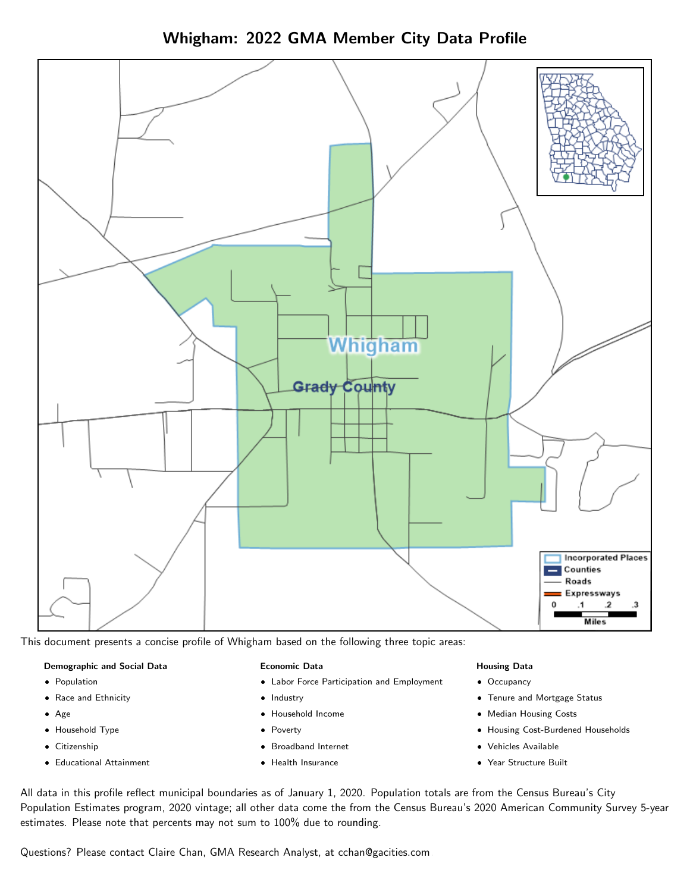# Whigham: 2022 GMA Member City Data Profile

This document presents a concise profile of Whigham based on the following three topic areas:

**Demographic and Social Data**

- Population
- Race and Ethnicity
- Age
- Household Type
- Citizenship
- Educational Attainment

**Economic Data**

- Labor Force Participation and Employment
- Industry
- Household Income
- Poverty
- Broadband Internet
- Health Insurance

**Housing Data**

- Occupancy
- Tenure and Mortgage Status
- Median Housing Costs
- Housing Cost-Burdened Households
- Vehicles Available
- Year Structure Built

All data in this profile reflect municipal boundaries as of January 1, 2020. Population totals are from the Census Bureau's City Population Estimates program, 2020 vintage; all other data come the from the Census Bureau's 2020 American Community Survey 5-year estimates. Please note that percents may not sum to 100% due to rounding.

Questions? Please contact Claire Chan, GMA Research Analyst, at cchan@gacities.com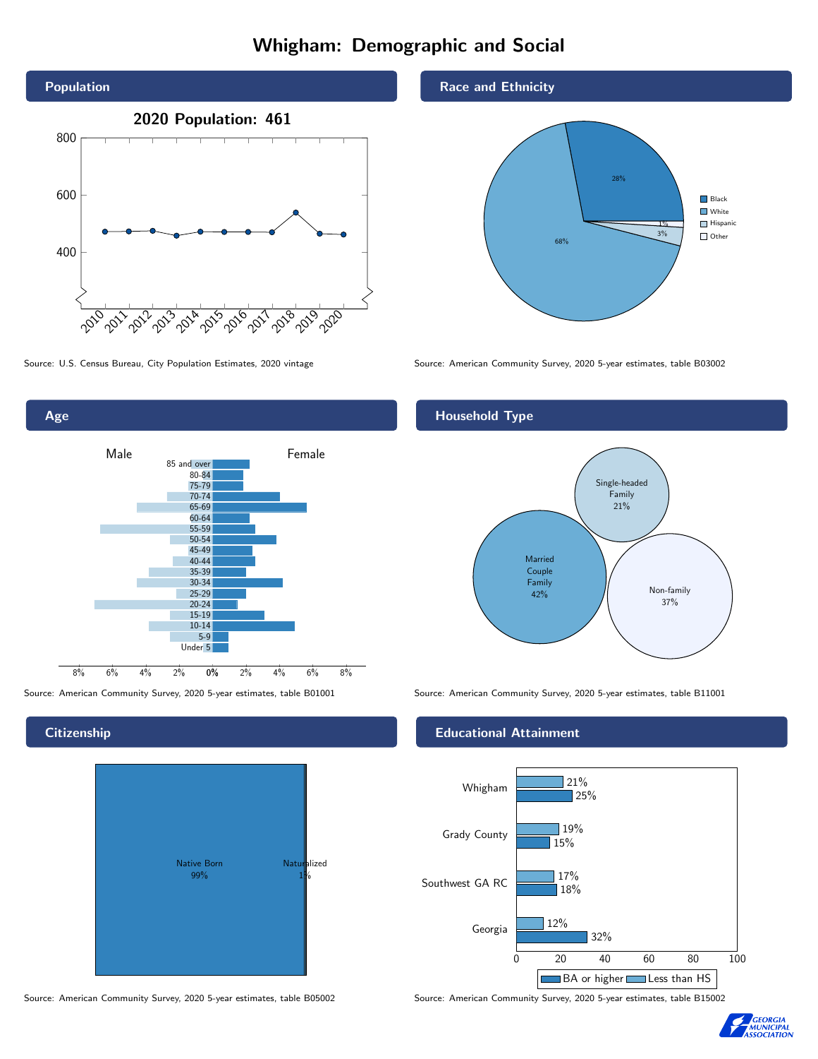# Whigham: Demographic and Social

## Population

2020 Population: 461

Source: U.S. Census Bureau, City Population Estimates, 2020 vintage

## Race and Ethnicity

| Race/Ethnicity | Percent |
|---|---|
| Black | 28% |
| White | 68% |
| Hispanic | 3% |
| Other | 1% |

Source: American Community Survey, 2020 5-year estimates, table B03002

## Age

Source: American Community Survey, 2020 5-year estimates, table B01001

## Household Type

| Household Type | Percent |
|---|---|
| Married Couple Family | 42% |
| Single-headed Family | 21% |
| Non-family | 37% |

Source: American Community Survey, 2020 5-year estimates, table B11001

## Citizenship

| Citizenship | Percent |
|---|---|
| Native Born | 99% |
| Naturalized | 1% |

Source: American Community Survey, 2020 5-year estimates, table B05002

## Educational Attainment

| Area | Less than HS | BA or higher |
|---|---|---|
| Whigham | 21% | 25% |
| Grady County | 19% | 15% |
| Southwest GA RC | 17% | 18% |
| Georgia | 12% | 32% |

Source: American Community Survey, 2020 5-year estimates, table B15002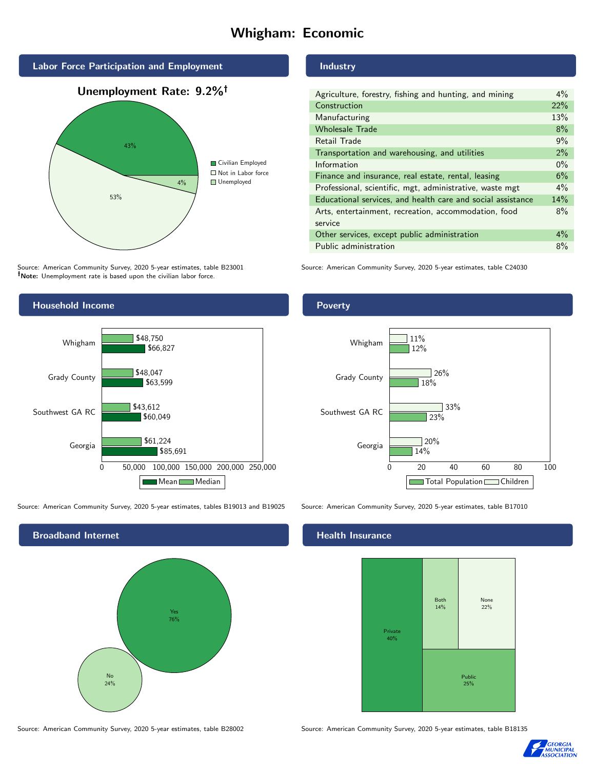# Whigham: Economic

## Labor Force Participation and Employment

**Unemployment Rate: 9.2%†**

| Category | Percent |
|---|---|
| Civilian Employed | 43% |
| Not in Labor force | 53% |
| Unemployed | 4% |

Source: American Community Survey, 2020 5-year estimates, table B23001
**†Note:** Unemployment rate is based upon the civilian labor force.

## Industry

| Industry | Percent |
|---|---|
| Agriculture, forestry, fishing and hunting, and mining | 4% |
| Construction | 22% |
| Manufacturing | 13% |
| Wholesale Trade | 8% |
| Retail Trade | 9% |
| Transportation and warehousing, and utilities | 2% |
| Information | 0% |
| Finance and insurance, real estate, rental, leasing | 6% |
| Professional, scientific, mgt, administrative, waste mgt | 4% |
| Educational services, and health care and social assistance | 14% |
| Arts, entertainment, recreation, accommodation, food service | 8% |
| Other services, except public administration | 4% |
| Public administration | 8% |

Source: American Community Survey, 2020 5-year estimates, table C24030

## Household Income

| Area | Median | Mean |
|---|---|---|
| Whigham | $48,750 | $66,827 |
| Grady County | $48,047 | $63,599 |
| Southwest GA RC | $43,612 | $60,049 |
| Georgia | $61,224 | $85,691 |

Source: American Community Survey, 2020 5-year estimates, tables B19013 and B19025

## Poverty

| Area | Children | Total Population |
|---|---|---|
| Whigham | 11% | 12% |
| Grady County | 26% | 18% |
| Southwest GA RC | 33% | 23% |
| Georgia | 20% | 14% |

Source: American Community Survey, 2020 5-year estimates, table B17010

## Broadband Internet

| Response | Percent |
|---|---|
| Yes | 76% |
| No | 24% |

Source: American Community Survey, 2020 5-year estimates, table B28002

## Health Insurance

| Type | Percent |
|---|---|
| Private | 40% |
| Both | 14% |
| None | 22% |
| Public | 25% |

Source: American Community Survey, 2020 5-year estimates, table B18135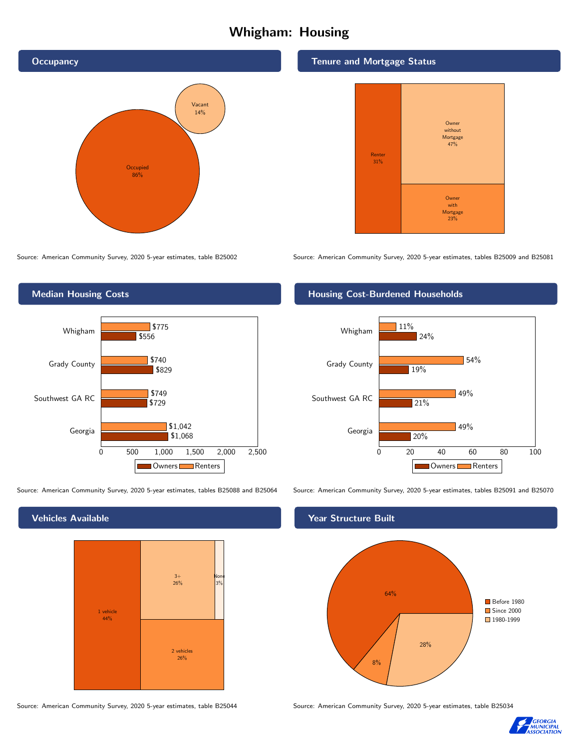# Whigham: Housing

## Occupancy

Vacant
14%

Occupied
86%

Source: American Community Survey, 2020 5-year estimates, table B25002

## Tenure and Mortgage Status

Renter
31%

Owner
without
Mortgage
47%

Owner
with
Mortgage
23%

Source: American Community Survey, 2020 5-year estimates, tables B25009 and B25081

## Median Housing Costs

Whigham
$775
$556

Grady County
$740
$829

Southwest GA RC
$749
$729

Georgia
$1,042
$1,068

0 500 1,000 1,500 2,000 2,500

Owners Renters

Source: American Community Survey, 2020 5-year estimates, tables B25088 and B25064

## Housing Cost-Burdened Households

Whigham
11%
24%

Grady County
54%
19%

Southwest GA RC
49%
21%

Georgia
49%
20%

0 20 40 60 80 100

Owners Renters

Source: American Community Survey, 2020 5-year estimates, tables B25091 and B25070

## Vehicles Available

1 vehicle
44%

3+
26%

None
3%

2 vehicles
26%

Source: American Community Survey, 2020 5-year estimates, table B25044

## Year Structure Built

64%

8%

28%

Before 1980
Since 2000
1980-1999

Source: American Community Survey, 2020 5-year estimates, table B25034

GEORGIA MUNICIPAL ASSOCIATION